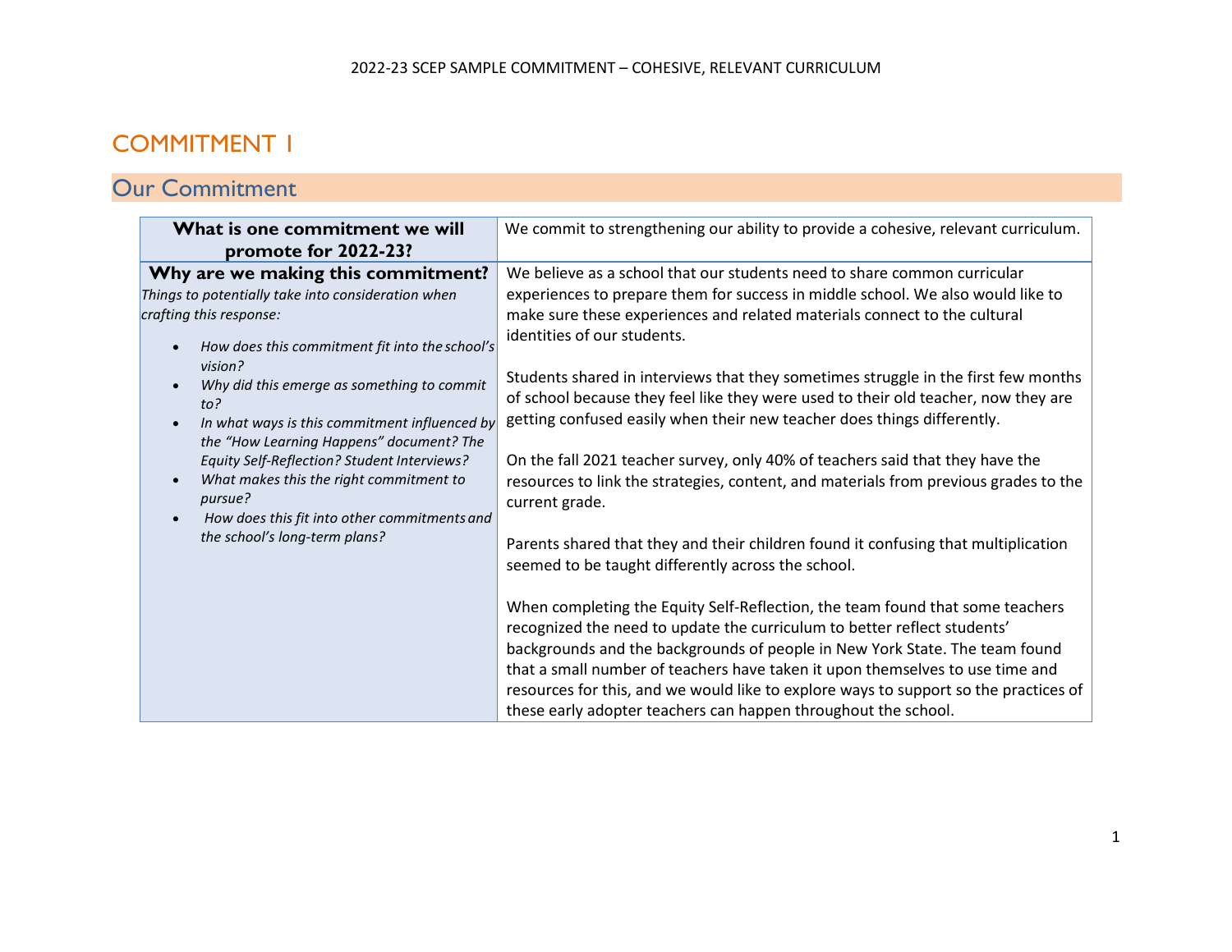# COMMITMENT 1

## Our Commitment

| What is one commitment we will promote for 2022-23? | We commit to strengthening our ability to provide a cohesive, relevant curriculum. |
|---|---|
| **Why are we making this commitment?**<br>*Things to potentially take into consideration when crafting this response:*<br>• *How does this commitment fit into the school's vision?*<br>• *Why did this emerge as something to commit to?*<br>• *In what ways is this commitment influenced by the "How Learning Happens" document? The Equity Self-Reflection? Student Interviews?*<br>• *What makes this the right commitment to pursue?*<br>• *How does this fit into other commitments and the school's long-term plans?* | We believe as a school that our students need to share common curricular experiences to prepare them for success in middle school. We also would like to make sure these experiences and related materials connect to the cultural identities of our students.<br><br>Students shared in interviews that they sometimes struggle in the first few months of school because they feel like they were used to their old teacher, now they are getting confused easily when their new teacher does things differently.<br><br>On the fall 2021 teacher survey, only 40% of teachers said that they have the resources to link the strategies, content, and materials from previous grades to the current grade.<br><br>Parents shared that they and their children found it confusing that multiplication seemed to be taught differently across the school.<br><br>When completing the Equity Self-Reflection, the team found that some teachers recognized the need to update the curriculum to better reflect students' backgrounds and the backgrounds of people in New York State. The team found that a small number of teachers have taken it upon themselves to use time and resources for this, and we would like to explore ways to support so the practices of these early adopter teachers can happen throughout the school. |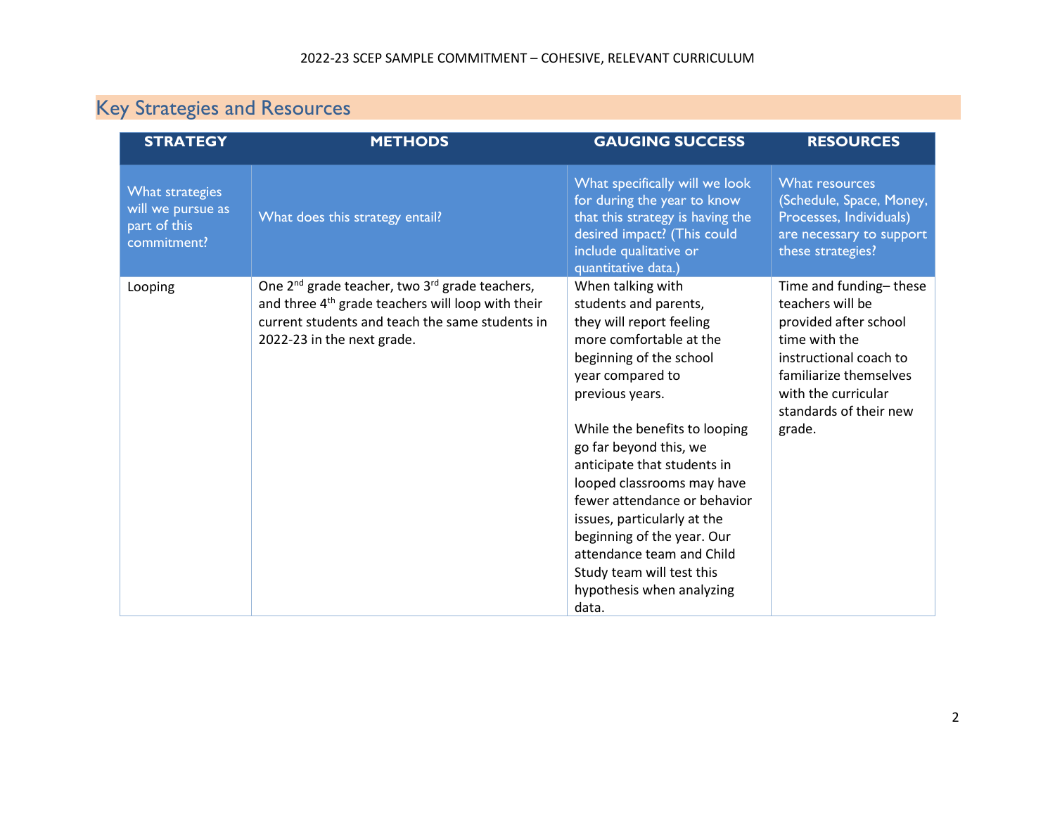## Key Strategies and Resources

| STRATEGY | METHODS | GAUGING SUCCESS | RESOURCES |
|---|---|---|---|
| What strategies will we pursue as part of this commitment? | What does this strategy entail? | What specifically will we look for during the year to know that this strategy is having the desired impact? (This could include qualitative or quantitative data.) | What resources (Schedule, Space, Money, Processes, Individuals) are necessary to support these strategies? |
| Looping | One 2nd grade teacher, two 3rd grade teachers, and three 4th grade teachers will loop with their current students and teach the same students in 2022-23 in the next grade. | When talking with students and parents, they will report feeling more comfortable at the beginning of the school year compared to previous years.<br><br>While the benefits to looping go far beyond this, we anticipate that students in looped classrooms may have fewer attendance or behavior issues, particularly at the beginning of the year. Our attendance team and Child Study team will test this hypothesis when analyzing data. | Time and funding– these teachers will be provided after school time with the instructional coach to familiarize themselves with the curricular standards of their new grade. |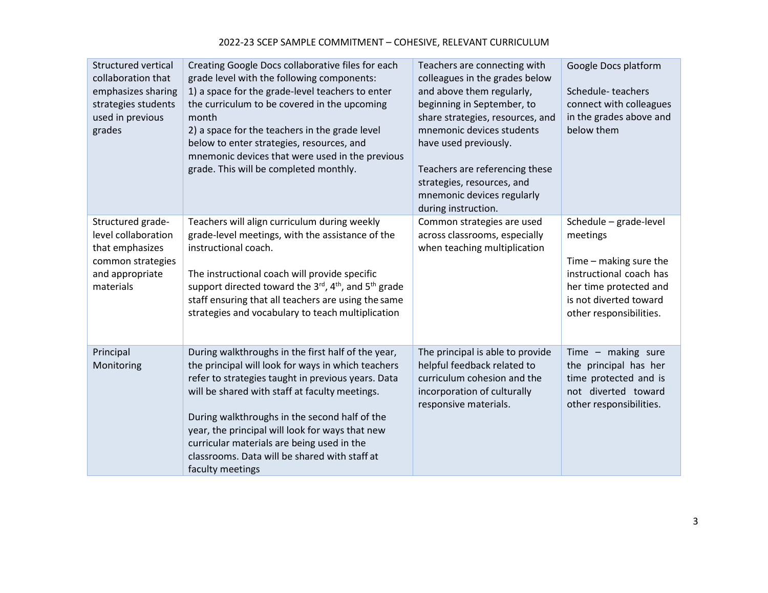| Structured vertical collaboration that emphasizes sharing strategies students used in previous grades | Creating Google Docs collaborative files for each grade level with the following components:<br>1) a space for the grade-level teachers to enter the curriculum to be covered in the upcoming month<br>2) a space for the teachers in the grade level below to enter strategies, resources, and mnemonic devices that were used in the previous grade. This will be completed monthly. | Teachers are connecting with colleagues in the grades below and above them regularly, beginning in September, to share strategies, resources, and mnemonic devices students have used previously.<br><br>Teachers are referencing these strategies, resources, and mnemonic devices regularly during instruction. | Google Docs platform<br><br>Schedule- teachers connect with colleagues in the grades above and below them |
|---|---|---|---|
| Structured grade-level collaboration that emphasizes common strategies and appropriate materials | Teachers will align curriculum during weekly grade-level meetings, with the assistance of the instructional coach.<br><br>The instructional coach will provide specific support directed toward the 3rd, 4th, and 5th grade staff ensuring that all teachers are using the same strategies and vocabulary to teach multiplication | Common strategies are used across classrooms, especially when teaching multiplication | Schedule – grade-level meetings<br><br>Time – making sure the instructional coach has her time protected and is not diverted toward other responsibilities. |
| Principal Monitoring | During walkthroughs in the first half of the year, the principal will look for ways in which teachers refer to strategies taught in previous years. Data will be shared with staff at faculty meetings.<br><br>During walkthroughs in the second half of the year, the principal will look for ways that new curricular materials are being used in the classrooms. Data will be shared with staff at faculty meetings | The principal is able to provide helpful feedback related to curriculum cohesion and the incorporation of culturally responsive materials. | Time – making sure the principal has her time protected and is not diverted toward other responsibilities. |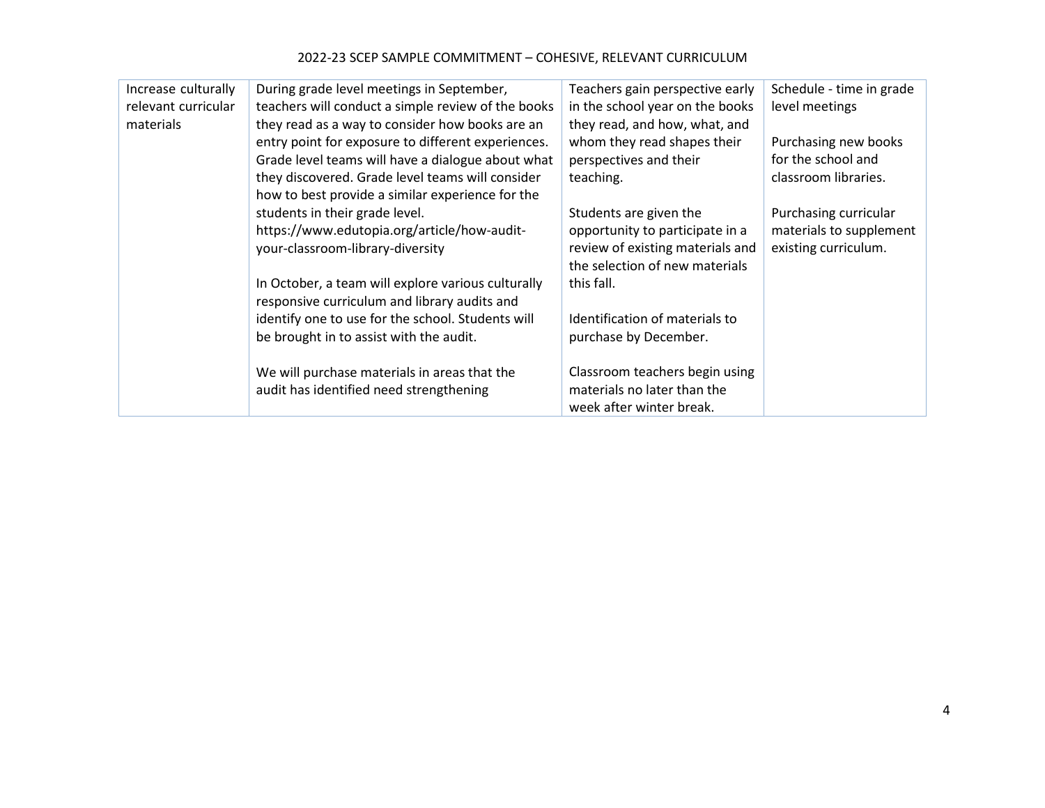| Increase culturally relevant curricular materials | During grade level meetings in September, teachers will conduct a simple review of the books they read as a way to consider how books are an entry point for exposure to different experiences. Grade level teams will have a dialogue about what they discovered. Grade level teams will consider how to best provide a similar experience for the students in their grade level. https://www.edutopia.org/article/how-audit-your-classroom-library-diversity<br><br>In October, a team will explore various culturally responsive curriculum and library audits and identify one to use for the school. Students will be brought in to assist with the audit.<br><br>We will purchase materials in areas that the audit has identified need strengthening | Teachers gain perspective early in the school year on the books they read, and how, what, and whom they read shapes their perspectives and their teaching.<br><br>Students are given the opportunity to participate in a review of existing materials and the selection of new materials this fall.<br><br>Identification of materials to purchase by December.<br><br>Classroom teachers begin using materials no later than the week after winter break. | Schedule - time in grade level meetings<br><br>Purchasing new books for the school and classroom libraries.<br><br>Purchasing curricular materials to supplement existing curriculum. |
|---|---|---|---|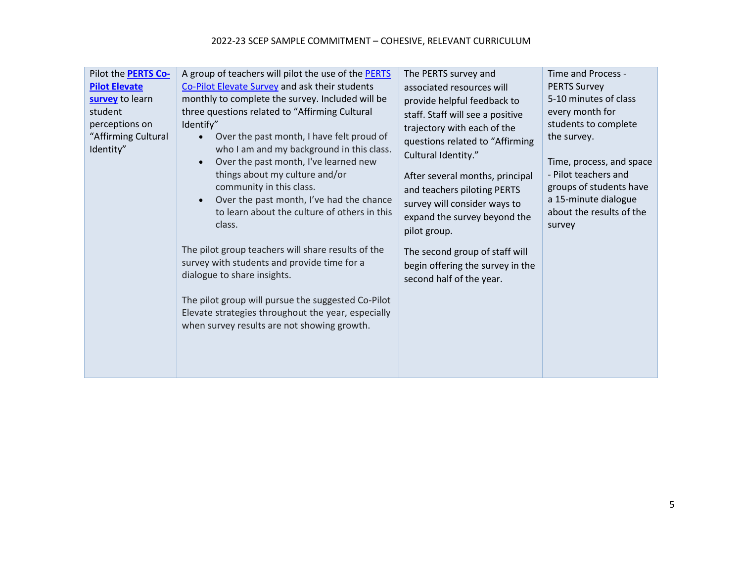| | | | |
|---|---|---|---|
| Pilot the **PERTS Co-Pilot Elevate survey** to learn student perceptions on "Affirming Cultural Identity" | A group of teachers will pilot the use of the PERTS Co-Pilot Elevate Survey and ask their students monthly to complete the survey. Included will be three questions related to "Affirming Cultural Identify"<br>• Over the past month, I have felt proud of who I am and my background in this class.<br>• Over the past month, I've learned new things about my culture and/or community in this class.<br>• Over the past month, I've had the chance to learn about the culture of others in this class.<br><br>The pilot group teachers will share results of the survey with students and provide time for a dialogue to share insights.<br><br>The pilot group will pursue the suggested Co-Pilot Elevate strategies throughout the year, especially when survey results are not showing growth. | The PERTS survey and associated resources will provide helpful feedback to staff. Staff will see a positive trajectory with each of the questions related to "Affirming Cultural Identity."<br><br>After several months, principal and teachers piloting PERTS survey will consider ways to expand the survey beyond the pilot group.<br><br>The second group of staff will begin offering the survey in the second half of the year. | Time and Process - PERTS Survey<br>5-10 minutes of class every month for students to complete the survey.<br><br>Time, process, and space - Pilot teachers and groups of students have a 15-minute dialogue about the results of the survey |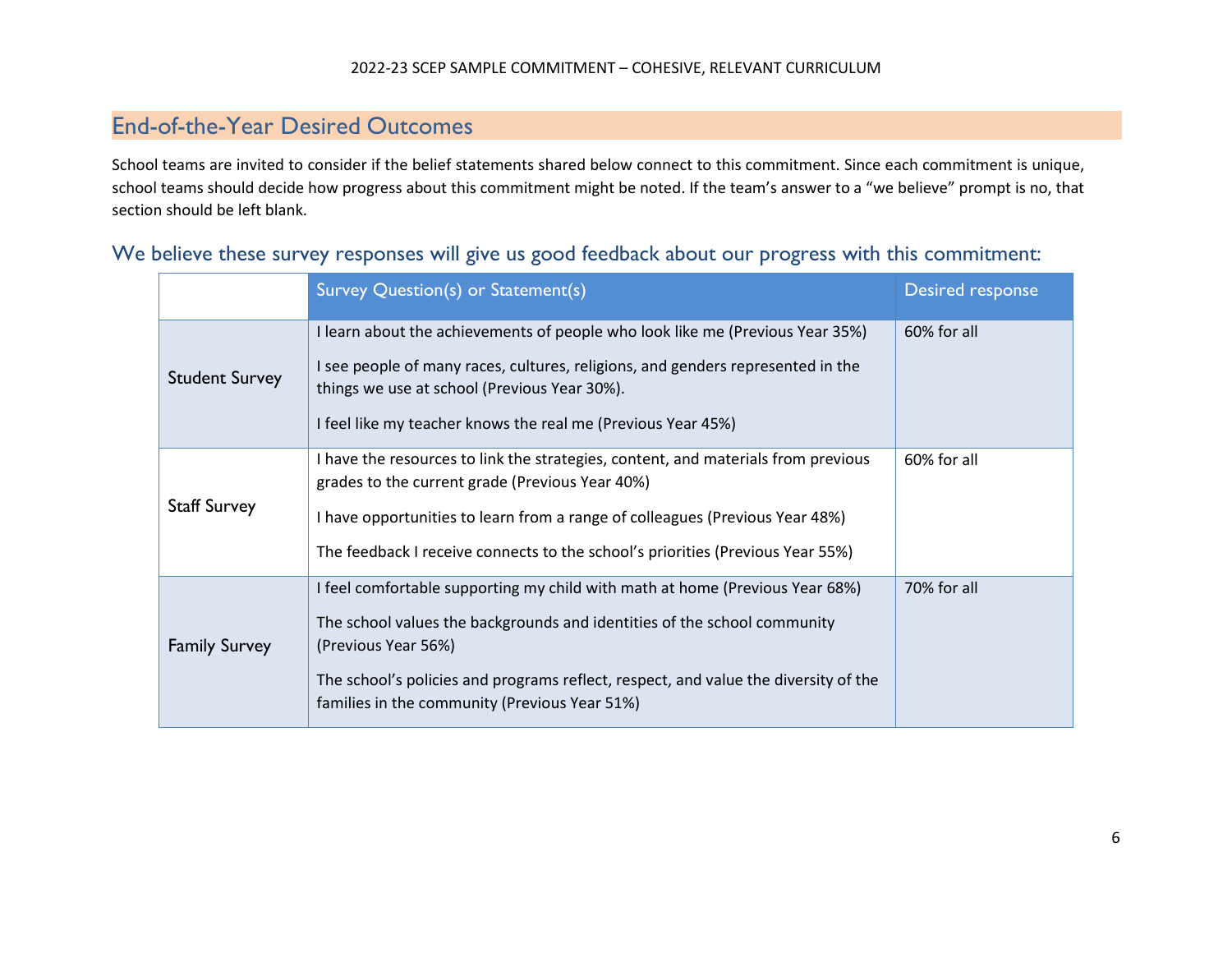## End-of-the-Year Desired Outcomes

School teams are invited to consider if the belief statements shared below connect to this commitment. Since each commitment is unique, school teams should decide how progress about this commitment might be noted. If the team's answer to a "we believe" prompt is no, that section should be left blank.

### We believe these survey responses will give us good feedback about our progress with this commitment:

| | Survey Question(s) or Statement(s) | Desired response |
|---|---|---|
| Student Survey | I learn about the achievements of people who look like me (Previous Year 35%)<br><br>I see people of many races, cultures, religions, and genders represented in the things we use at school (Previous Year 30%).<br><br>I feel like my teacher knows the real me (Previous Year 45%) | 60% for all |
| Staff Survey | I have the resources to link the strategies, content, and materials from previous grades to the current grade (Previous Year 40%)<br><br>I have opportunities to learn from a range of colleagues (Previous Year 48%)<br><br>The feedback I receive connects to the school's priorities (Previous Year 55%) | 60% for all |
| Family Survey | I feel comfortable supporting my child with math at home (Previous Year 68%)<br><br>The school values the backgrounds and identities of the school community (Previous Year 56%)<br><br>The school's policies and programs reflect, respect, and value the diversity of the families in the community (Previous Year 51%) | 70% for all |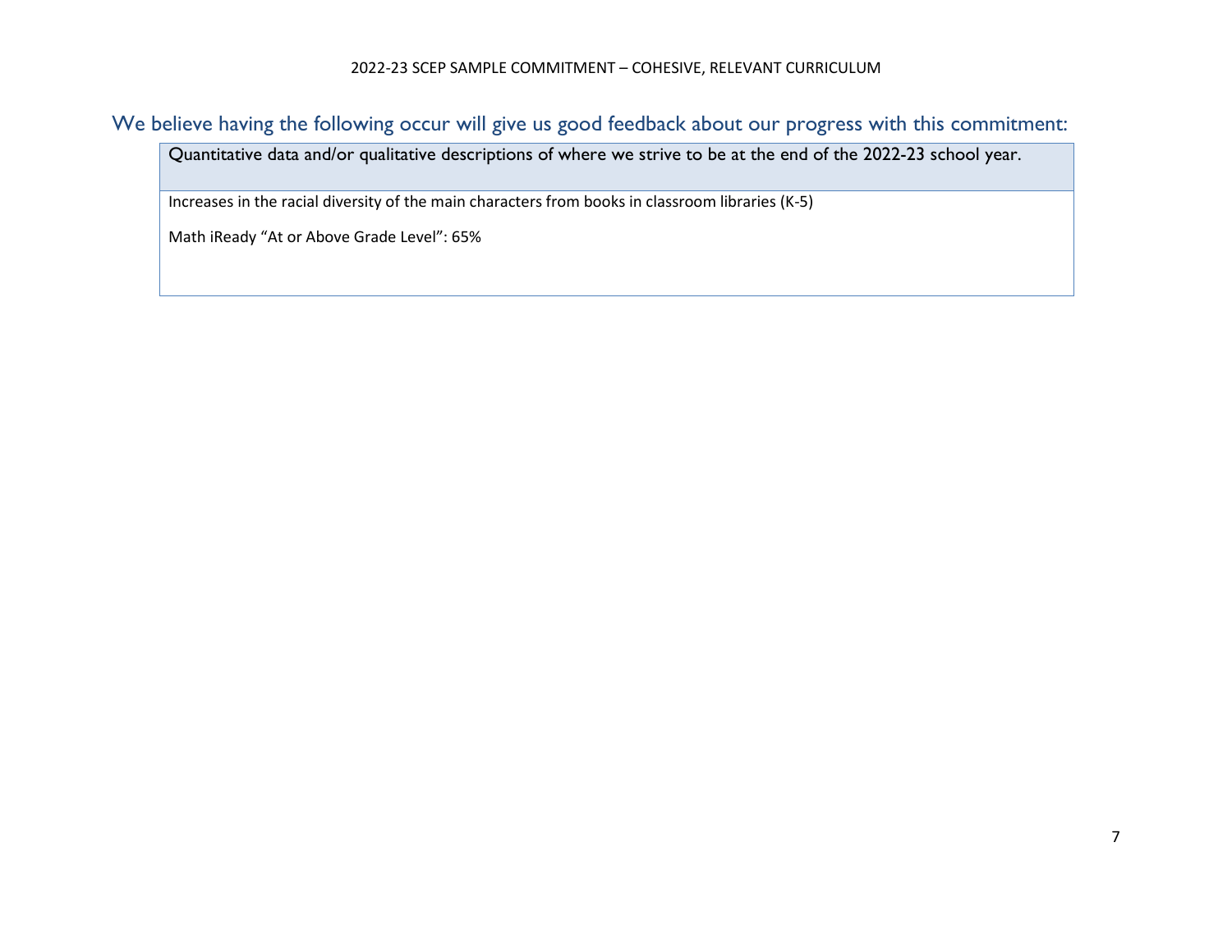## We believe having the following occur will give us good feedback about our progress with this commitment:

| Quantitative data and/or qualitative descriptions of where we strive to be at the end of the 2022-23 school year. |
| --- |
| Increases in the racial diversity of the main characters from books in classroom libraries (K-5)<br><br>Math iReady "At or Above Grade Level": 65% |